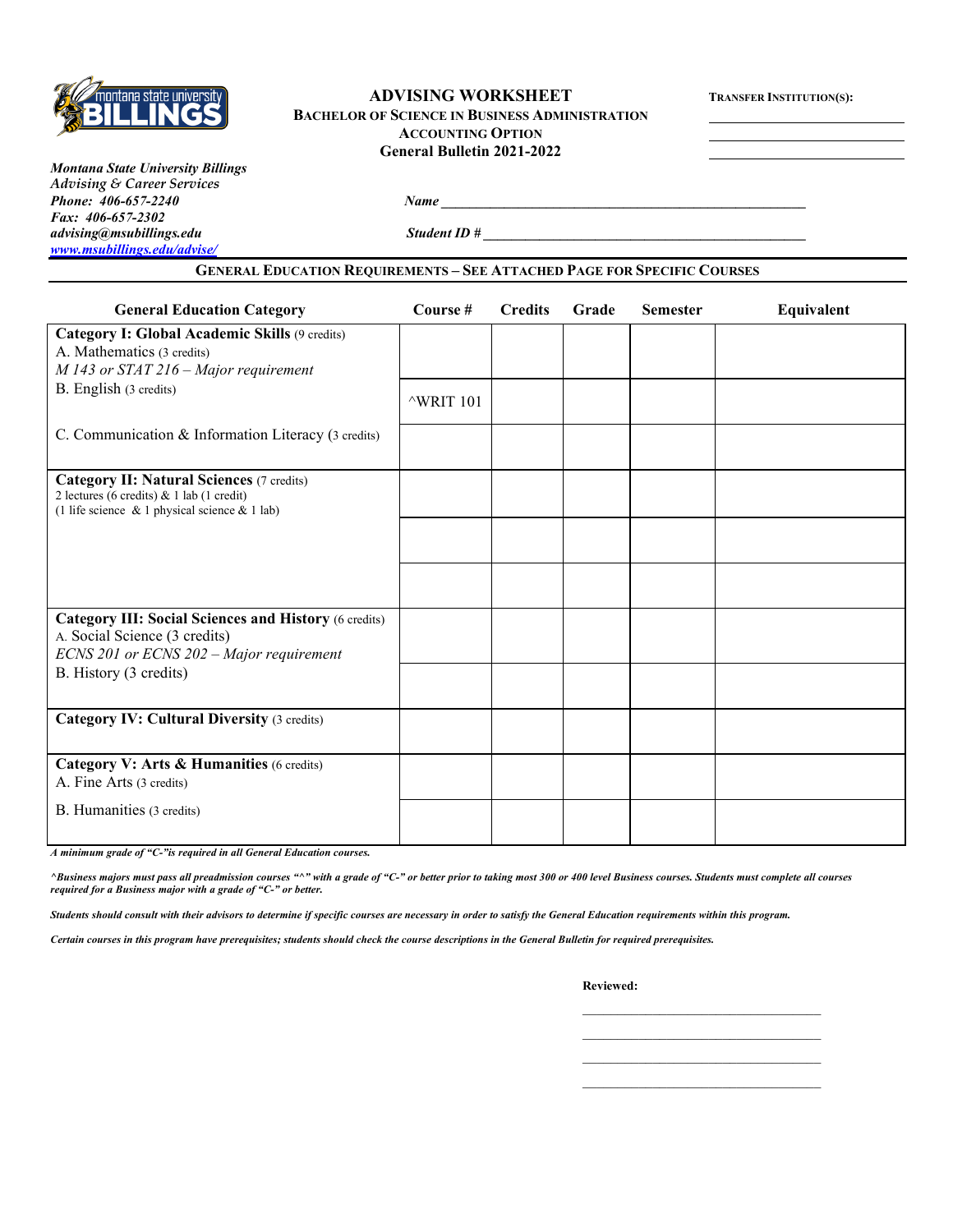# ADVISING WORKSHEET

**BACHELOR OF SCIENCE IN BUSINESS ADMINISTRATION**
**ACCOUNTING OPTION**
**General Bulletin 2021-2022**

**TRANSFER INSTITUTION(S):** ____________________

*Montana State University Billings*
*Advising & Career Services*
*Phone: 406-657-2240*
*Fax: 406-657-2302*
*advising@msubillings.edu*
*www.msubillings.edu/advise/*

**Name** ________________________________________

**Student ID #** ________________________________________

## GENERAL EDUCATION REQUIREMENTS – SEE ATTACHED PAGE FOR SPECIFIC COURSES

| General Education Category | Course # | Credits | Grade | Semester | Equivalent |
|---|---|---|---|---|---|
| **Category I: Global Academic Skills** (9 credits)<br>A. Mathematics (3 credits)<br>*M 143 or STAT 216 – Major requirement* | | | | | |
| B. English (3 credits) | ^WRIT 101 | | | | |
| C. Communication & Information Literacy (3 credits) | | | | | |
| **Category II: Natural Sciences** (7 credits)<br>2 lectures (6 credits) & 1 lab (1 credit)<br>(1 life science & 1 physical science & 1 lab) | | | | | |
| | | | | | |
| | | | | | |
| **Category III: Social Sciences and History** (6 credits)<br>A. Social Science (3 credits)<br>*ECNS 201 or ECNS 202 – Major requirement* | | | | | |
| B. History (3 credits) | | | | | |
| **Category IV: Cultural Diversity** (3 credits) | | | | | |
| **Category V: Arts & Humanities** (6 credits)<br>A. Fine Arts (3 credits) | | | | | |
| B. Humanities (3 credits) | | | | | |

***A minimum grade of "C-"is required in all General Education courses.***

***^Business majors must pass all preadmission courses "^" with a grade of "C-" or better prior to taking most 300 or 400 level Business courses. Students must complete all courses required for a Business major with a grade of "C-" or better.***

***Students should consult with their advisors to determine if specific courses are necessary in order to satisfy the General Education requirements within this program.***

***Certain courses in this program have prerequisites; students should check the course descriptions in the General Bulletin for required prerequisites.***

**Reviewed:**

____________________________________

____________________________________

____________________________________

____________________________________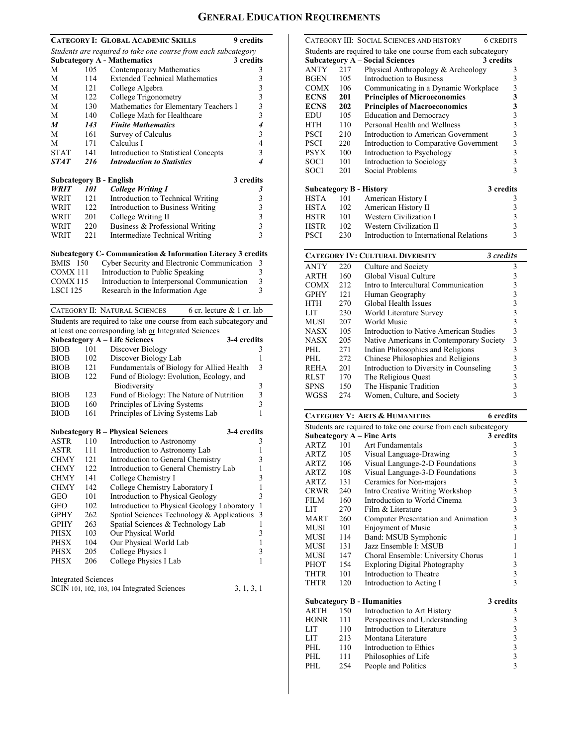# GENERAL EDUCATION REQUIREMENTS

## CATEGORY I: GLOBAL ACADEMIC SKILLS — 9 credits

*Students are required to take one course from each subcategory*

### Subcategory A - Mathematics — 3 credits

| | | | |
|---|---|---|---|
| M | 105 | Contemporary Mathematics | 3 |
| M | 114 | Extended Technical Mathematics | 3 |
| M | 121 | College Algebra | 3 |
| M | 122 | College Trigonometry | 3 |
| M | 130 | Mathematics for Elementary Teachers I | 3 |
| M | 140 | College Math for Healthcare | 3 |
| ***M*** | ***143*** | ***Finite Mathematics*** | ***4*** |
| M | 161 | Survey of Calculus | 3 |
| M | 171 | Calculus I | 4 |
| STAT | 141 | Introduction to Statistical Concepts | 3 |
| ***STAT*** | ***216*** | ***Introduction to Statistics*** | ***4*** |

### Subcategory B - English — 3 credits

| | | | |
|---|---|---|---|
| ***WRIT*** | ***101*** | ***College Writing I*** | ***3*** |
| WRIT | 121 | Introduction to Technical Writing | 3 |
| WRIT | 122 | Introduction to Business Writing | 3 |
| WRIT | 201 | College Writing II | 3 |
| WRIT | 220 | Business & Professional Writing | 3 |
| WRIT | 221 | Intermediate Technical Writing | 3 |

### Subcategory C- Communication & Information Literacy 3 credits

| | | |
|---|---|---|
| BMIS 150 | Cyber Security and Electronic Communication | 3 |
| COMX 111 | Introduction to Public Speaking | 3 |
| COMX 115 | Introduction to Interpersonal Communication | 3 |
| LSCI 125 | Research in the Information Age | 3 |

## CATEGORY II: NATURAL SCIENCES — 6 cr. lecture & 1 cr. lab

Students are required to take one course from each subcategory and at least one corresponding lab or Integrated Sciences

### Subcategory A – Life Sciences — 3-4 credits

| | | | |
|---|---|---|---|
| BIOB | 101 | Discover Biology | 3 |
| BIOB | 102 | Discover Biology Lab | 1 |
| BIOB | 121 | Fundamentals of Biology for Allied Health | 3 |
| BIOB | 122 | Fund of Biology: Evolution, Ecology, and Biodiversity | 3 |
| BIOB | 123 | Fund of Biology: The Nature of Nutrition | 3 |
| BIOB | 160 | Principles of Living Systems | 3 |
| BIOB | 161 | Principles of Living Systems Lab | 1 |

### Subcategory B – Physical Sciences — 3-4 credits

| | | | |
|---|---|---|---|
| ASTR | 110 | Introduction to Astronomy | 3 |
| ASTR | 111 | Introduction to Astronomy Lab | 1 |
| CHMY | 121 | Introduction to General Chemistry | 3 |
| CHMY | 122 | Introduction to General Chemistry Lab | 1 |
| CHMY | 141 | College Chemistry I | 3 |
| CHMY | 142 | College Chemistry Laboratory I | 1 |
| GEO | 101 | Introduction to Physical Geology | 3 |
| GEO | 102 | Introduction to Physical Geology Laboratory | 1 |
| GPHY | 262 | Spatial Sciences Technology & Applications | 3 |
| GPHY | 263 | Spatial Sciences & Technology Lab | 1 |
| PHSX | 103 | Our Physical World | 3 |
| PHSX | 104 | Our Physical World Lab | 1 |
| PHSX | 205 | College Physics I | 3 |
| PHSX | 206 | College Physics I Lab | 1 |

Integrated Sciences

SCIN 101, 102, 103, 104 Integrated Sciences — 3, 1, 3, 1

## CATEGORY III: SOCIAL SCIENCES AND HISTORY — 6 CREDITS

Students are required to take one course from each subcategory

### Subcategory A – Social Sciences — 3 credits

| | | | |
|---|---|---|---|
| ANTY | 217 | Physical Anthropology & Archeology | 3 |
| BGEN | 105 | Introduction to Business | 3 |
| COMX | 106 | Communicating in a Dynamic Workplace | 3 |
| **ECNS** | **201** | **Principles of Microeconomics** | **3** |
| **ECNS** | **202** | **Principles of Macroeconomics** | **3** |
| EDU | 105 | Education and Democracy | 3 |
| HTH | 110 | Personal Health and Wellness | 3 |
| PSCI | 210 | Introduction to American Government | 3 |
| PSCI | 220 | Introduction to Comparative Government | 3 |
| PSYX | 100 | Introduction to Psychology | 3 |
| SOCI | 101 | Introduction to Sociology | 3 |
| SOCI | 201 | Social Problems | 3 |

### Subcategory B - History — 3 credits

| | | | |
|---|---|---|---|
| HSTA | 101 | American History I | 3 |
| HSTA | 102 | American History II | 3 |
| HSTR | 101 | Western Civilization I | 3 |
| HSTR | 102 | Western Civilization II | 3 |
| PSCI | 230 | Introduction to International Relations | 3 |

## CATEGORY IV: CULTURAL DIVERSITY — *3 credits*

| | | | |
|---|---|---|---|
| ANTY | 220 | Culture and Society | 3 |
| ARTH | 160 | Global Visual Culture | 3 |
| COMX | 212 | Intro to Intercultural Communication | 3 |
| GPHY | 121 | Human Geography | 3 |
| HTH | 270 | Global Health Issues | 3 |
| LIT | 230 | World Literature Survey | 3 |
| MUSI | 207 | World Music | 3 |
| NASX | 105 | Introduction to Native American Studies | 3 |
| NASX | 205 | Native Americans in Contemporary Society | 3 |
| PHL | 271 | Indian Philosophies and Religions | 3 |
| PHL | 272 | Chinese Philosophies and Religions | 3 |
| REHA | 201 | Introduction to Diversity in Counseling | 3 |
| RLST | 170 | The Religious Quest | 3 |
| SPNS | 150 | The Hispanic Tradition | 3 |
| WGSS | 274 | Women, Culture, and Society | 3 |

## CATEGORY V: ARTS & HUMANITIES — 6 credits

Students are required to take one course from each subcategory

### Subcategory A – Fine Arts — 3 credits

| | | | |
|---|---|---|---|
| ARTZ | 101 | Art Fundamentals | 3 |
| ARTZ | 105 | Visual Language-Drawing | 3 |
| ARTZ | 106 | Visual Language-2-D Foundations | 3 |
| ARTZ | 108 | Visual Language-3-D Foundations | 3 |
| ARTZ | 131 | Ceramics for Non-majors | 3 |
| CRWR | 240 | Intro Creative Writing Workshop | 3 |
| FILM | 160 | Introduction to World Cinema | 3 |
| LIT | 270 | Film & Literature | 3 |
| MART | 260 | Computer Presentation and Animation | 3 |
| MUSI | 101 | Enjoyment of Music | 3 |
| MUSI | 114 | Band: MSUB Symphonic | 1 |
| MUSI | 131 | Jazz Ensemble I: MSUB | 1 |
| MUSI | 147 | Choral Ensemble: University Chorus | 1 |
| PHOT | 154 | Exploring Digital Photography | 3 |
| THTR | 101 | Introduction to Theatre | 3 |
| THTR | 120 | Introduction to Acting I | 3 |

### Subcategory B - Humanities — 3 credits

| | | | |
|---|---|---|---|
| ARTH | 150 | Introduction to Art History | 3 |
| HONR | 111 | Perspectives and Understanding | 3 |
| LIT | 110 | Introduction to Literature | 3 |
| LIT | 213 | Montana Literature | 3 |
| PHL | 110 | Introduction to Ethics | 3 |
| PHL | 111 | Philosophies of Life | 3 |
| PHL | 254 | People and Politics | 3 |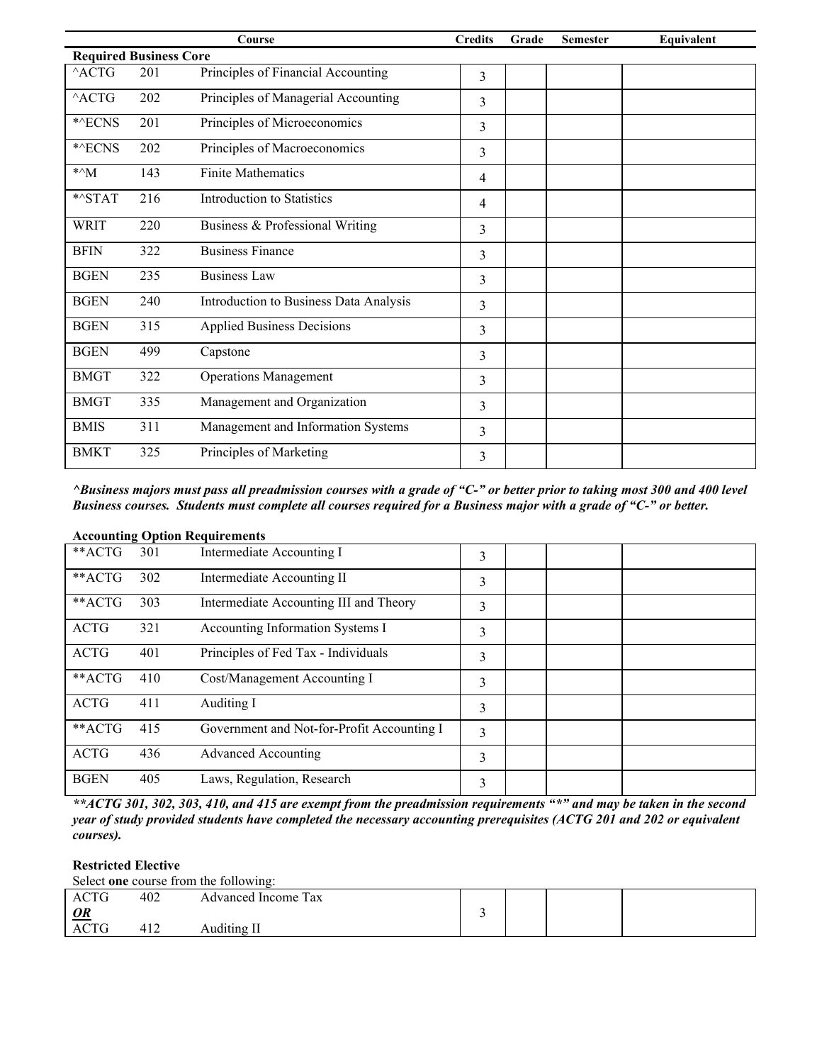| Course | | | Credits | Grade | Semester | Equivalent |
|---|---|---|---|---|---|---|
| **Required Business Core** | | | | | | |
| ^ACTG | 201 | Principles of Financial Accounting | 3 | | | |
| ^ACTG | 202 | Principles of Managerial Accounting | 3 | | | |
| *^ECNS | 201 | Principles of Microeconomics | 3 | | | |
| *^ECNS | 202 | Principles of Macroeconomics | 3 | | | |
| *^M | 143 | Finite Mathematics | 4 | | | |
| *^STAT | 216 | Introduction to Statistics | 4 | | | |
| WRIT | 220 | Business & Professional Writing | 3 | | | |
| BFIN | 322 | Business Finance | 3 | | | |
| BGEN | 235 | Business Law | 3 | | | |
| BGEN | 240 | Introduction to Business Data Analysis | 3 | | | |
| BGEN | 315 | Applied Business Decisions | 3 | | | |
| BGEN | 499 | Capstone | 3 | | | |
| BMGT | 322 | Operations Management | 3 | | | |
| BMGT | 335 | Management and Organization | 3 | | | |
| BMIS | 311 | Management and Information Systems | 3 | | | |
| BMKT | 325 | Principles of Marketing | 3 | | | |

***^Business majors must pass all preadmission courses with a grade of "C-" or better prior to taking most 300 and 400 level Business courses. Students must complete all courses required for a Business major with a grade of "C-" or better.***

**Accounting Option Requirements**

| Course | | | Credits | Grade | Semester | Equivalent |
|---|---|---|---|---|---|---|
| **ACTG | 301 | Intermediate Accounting I | 3 | | | |
| **ACTG | 302 | Intermediate Accounting II | 3 | | | |
| **ACTG | 303 | Intermediate Accounting III and Theory | 3 | | | |
| ACTG | 321 | Accounting Information Systems I | 3 | | | |
| ACTG | 401 | Principles of Fed Tax - Individuals | 3 | | | |
| **ACTG | 410 | Cost/Management Accounting I | 3 | | | |
| ACTG | 411 | Auditing I | 3 | | | |
| **ACTG | 415 | Government and Not-for-Profit Accounting I | 3 | | | |
| ACTG | 436 | Advanced Accounting | 3 | | | |
| BGEN | 405 | Laws, Regulation, Research | 3 | | | |

***\*\*ACTG 301, 302, 303, 410, and 415 are exempt from the preadmission requirements "\*" and may be taken in the second year of study provided students have completed the necessary accounting prerequisites (ACTG 201 and 202 or equivalent courses).***

**Restricted Elective**

Select **one** course from the following:

| Course | | | Credits | Grade | Semester | Equivalent |
|---|---|---|---|---|---|---|
| ACTG | 402 | Advanced Income Tax | 3 | | | |
| ***OR*** | | | | | | |
| ACTG | 412 | Auditing II | | | | |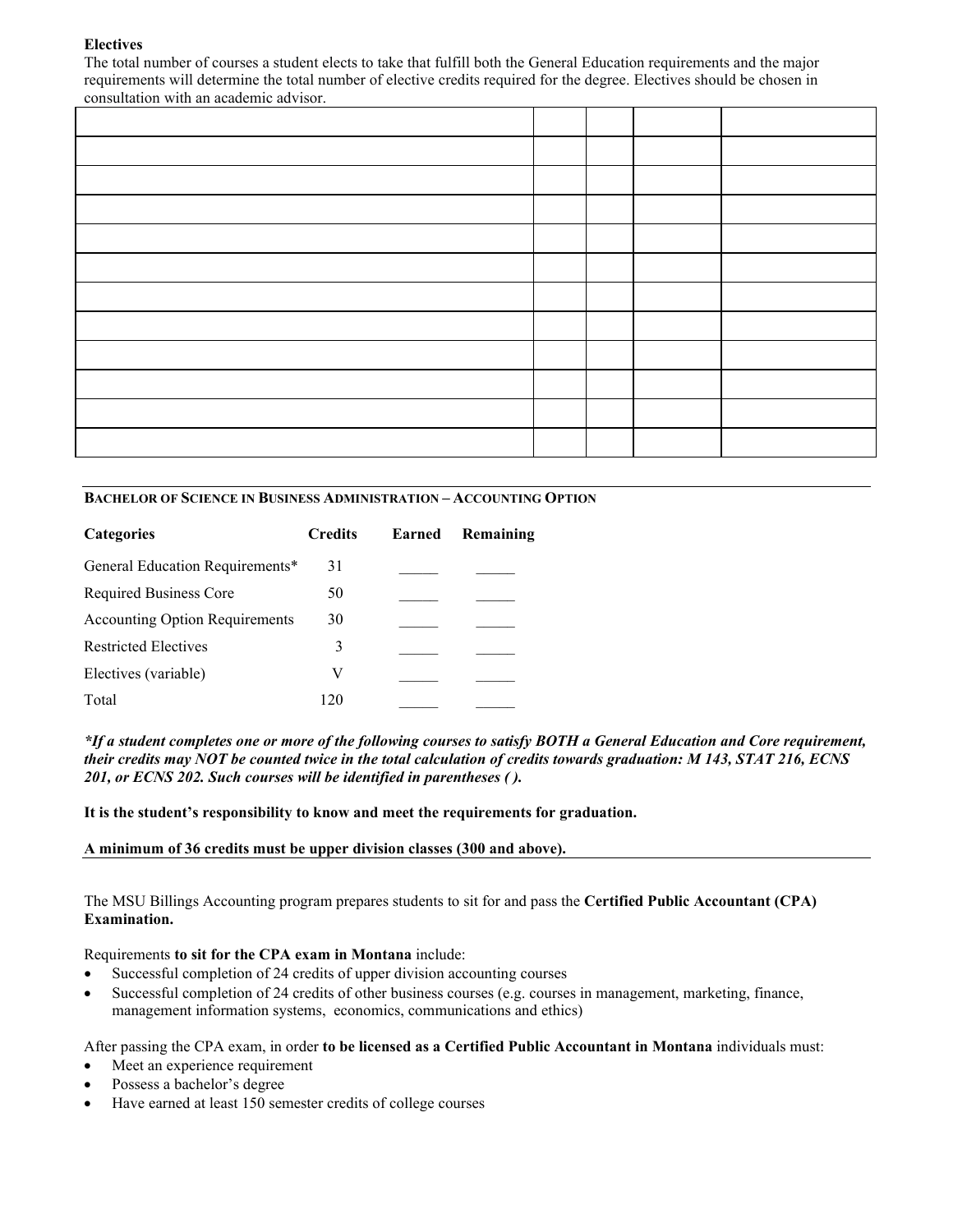**Electives**

The total number of courses a student elects to take that fulfill both the General Education requirements and the major requirements will determine the total number of elective credits required for the degree. Electives should be chosen in consultation with an academic advisor.

| | | | | |
|---|---|---|---|---|
| | | | | |
| | | | | |
| | | | | |
| | | | | |
| | | | | |
| | | | | |
| | | | | |
| | | | | |
| | | | | |
| | | | | |
| | | | | |
| | | | | |

---

**BACHELOR OF SCIENCE IN BUSINESS ADMINISTRATION – ACCOUNTING OPTION**

| **Categories** | **Credits** | **Earned** | **Remaining** |
|---|---|---|---|
| General Education Requirements* | 31 | _____ | _____ |
| Required Business Core | 50 | _____ | _____ |
| Accounting Option Requirements | 30 | _____ | _____ |
| Restricted Electives | 3 | _____ | _____ |
| Electives (variable) | V | _____ | _____ |
| Total | 120 | _____ | _____ |

***If a student completes one or more of the following courses to satisfy BOTH a General Education and Core requirement, their credits may NOT be counted twice in the total calculation of credits towards graduation: M 143, STAT 216, ECNS 201, or ECNS 202. Such courses will be identified in parentheses ( ).***

**It is the student's responsibility to know and meet the requirements for graduation.**

**A minimum of 36 credits must be upper division classes (300 and above).**

---

The MSU Billings Accounting program prepares students to sit for and pass the **Certified Public Accountant (CPA) Examination.**

Requirements **to sit for the CPA exam in Montana** include:

- Successful completion of 24 credits of upper division accounting courses
- Successful completion of 24 credits of other business courses (e.g. courses in management, marketing, finance, management information systems, economics, communications and ethics)

After passing the CPA exam, in order **to be licensed as a Certified Public Accountant in Montana** individuals must:

- Meet an experience requirement
- Possess a bachelor's degree
- Have earned at least 150 semester credits of college courses